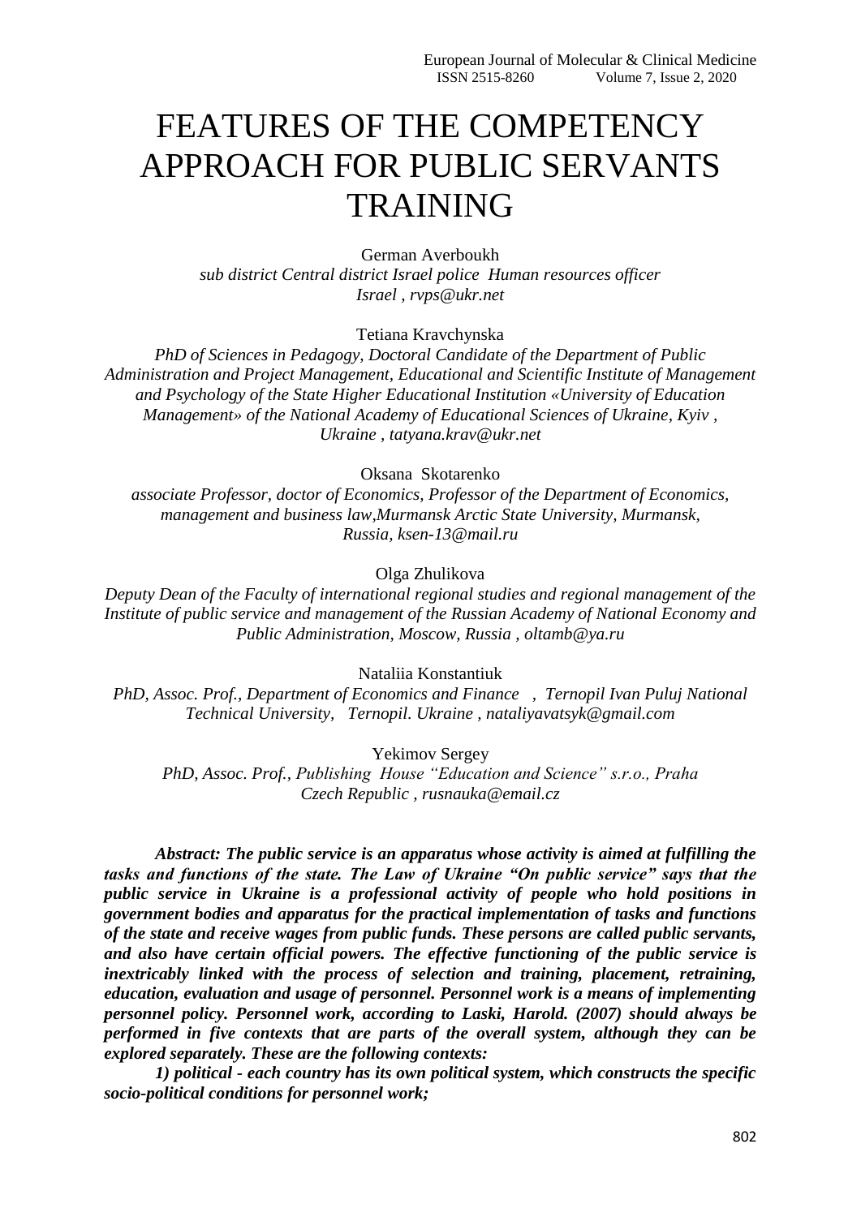# FEATURES OF THE COMPETENCY APPROACH FOR PUBLIC SERVANTS TRAINING

German Averboukh
*sub district Central district Israel police Human resources officer*
*Israel , rvps@ukr.net*

Tetiana Kravchynska
*PhD of Sciences in Pedagogy, Doctoral Candidate of the Department of Public Administration and Project Management, Educational and Scientific Institute of Management and Psychology of the State Higher Educational Institution «University of Education Management» of the National Academy of Educational Sciences of Ukraine, Kyiv , Ukraine , tatyana.krav@ukr.net*

Oksana Skotarenko
*associate Professor, doctor of Economics, Professor of the Department of Economics, management and business law,Murmansk Arctic State University, Murmansk, Russia, ksen-13@mail.ru*

Olga Zhulikova
*Deputy Dean of the Faculty of international regional studies and regional management of the Institute of public service and management of the Russian Academy of National Economy and Public Administration, Moscow, Russia , oltamb@ya.ru*

Nataliia Konstantiuk
*PhD, Assoc. Prof., Department of Economics and Finance , Ternopil Ivan Puluj National Technical University, Ternopil. Ukraine , nataliyavatsyk@gmail.com*

Yekimov Sergey
*PhD, Assoc. Prof., Publishing House "Education and Science" s.r.o., Praha Czech Republic , rusnauka@email.cz*

***Abstract: The public service is an apparatus whose activity is aimed at fulfilling the tasks and functions of the state. The Law of Ukraine "On public service" says that the public service in Ukraine is a professional activity of people who hold positions in government bodies and apparatus for the practical implementation of tasks and functions of the state and receive wages from public funds. These persons are called public servants, and also have certain official powers. The effective functioning of the public service is inextricably linked with the process of selection and training, placement, retraining, education, evaluation and usage of personnel. Personnel work is a means of implementing personnel policy. Personnel work, according to Laski, Harold. (2007) should always be performed in five contexts that are parts of the overall system, although they can be explored separately. These are the following contexts:***

***1) political - each country has its own political system, which constructs the specific socio-political conditions for personnel work;***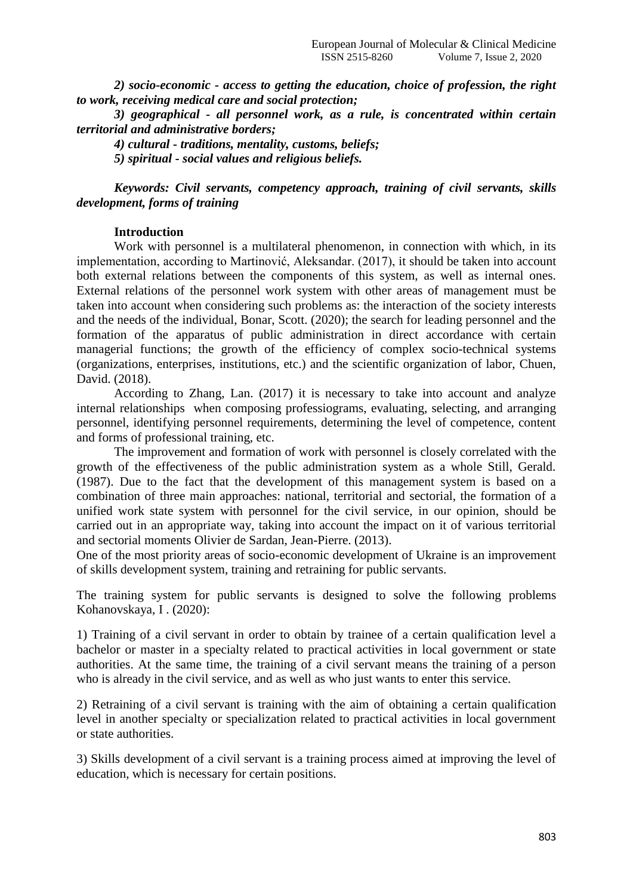*2) socio-economic - access to getting the education, choice of profession, the right to work, receiving medical care and social protection;*

*3) geographical - all personnel work, as a rule, is concentrated within certain territorial and administrative borders;*

*4) cultural - traditions, mentality, customs, beliefs;*

*5) spiritual - social values and religious beliefs.*

***Keywords: Civil servants, competency approach, training of civil servants, skills development, forms of training***

## Introduction

Work with personnel is a multilateral phenomenon, in connection with which, in its implementation, according to Martinović, Aleksandar. (2017), it should be taken into account both external relations between the components of this system, as well as internal ones. External relations of the personnel work system with other areas of management must be taken into account when considering such problems as: the interaction of the society interests and the needs of the individual, Bonar, Scott. (2020); the search for leading personnel and the formation of the apparatus of public administration in direct accordance with certain managerial functions; the growth of the efficiency of complex socio-technical systems (organizations, enterprises, institutions, etc.) and the scientific organization of labor, Chuen, David. (2018).

According to Zhang, Lan. (2017) it is necessary to take into account and analyze internal relationships when composing professiograms, evaluating, selecting, and arranging personnel, identifying personnel requirements, determining the level of competence, content and forms of professional training, etc.

The improvement and formation of work with personnel is closely correlated with the growth of the effectiveness of the public administration system as a whole Still, Gerald. (1987). Due to the fact that the development of this management system is based on a combination of three main approaches: national, territorial and sectorial, the formation of a unified work state system with personnel for the civil service, in our opinion, should be carried out in an appropriate way, taking into account the impact on it of various territorial and sectorial moments Olivier de Sardan, Jean-Pierre. (2013).

One of the most priority areas of socio-economic development of Ukraine is an improvement of skills development system, training and retraining for public servants.

The training system for public servants is designed to solve the following problems Kohanovskaya, I . (2020):

1) Training of a civil servant in order to obtain by trainee of a certain qualification level a bachelor or master in a specialty related to practical activities in local government or state authorities. At the same time, the training of a civil servant means the training of a person who is already in the civil service, and as well as who just wants to enter this service.

2) Retraining of a civil servant is training with the aim of obtaining a certain qualification level in another specialty or specialization related to practical activities in local government or state authorities.

3) Skills development of a civil servant is a training process aimed at improving the level of education, which is necessary for certain positions.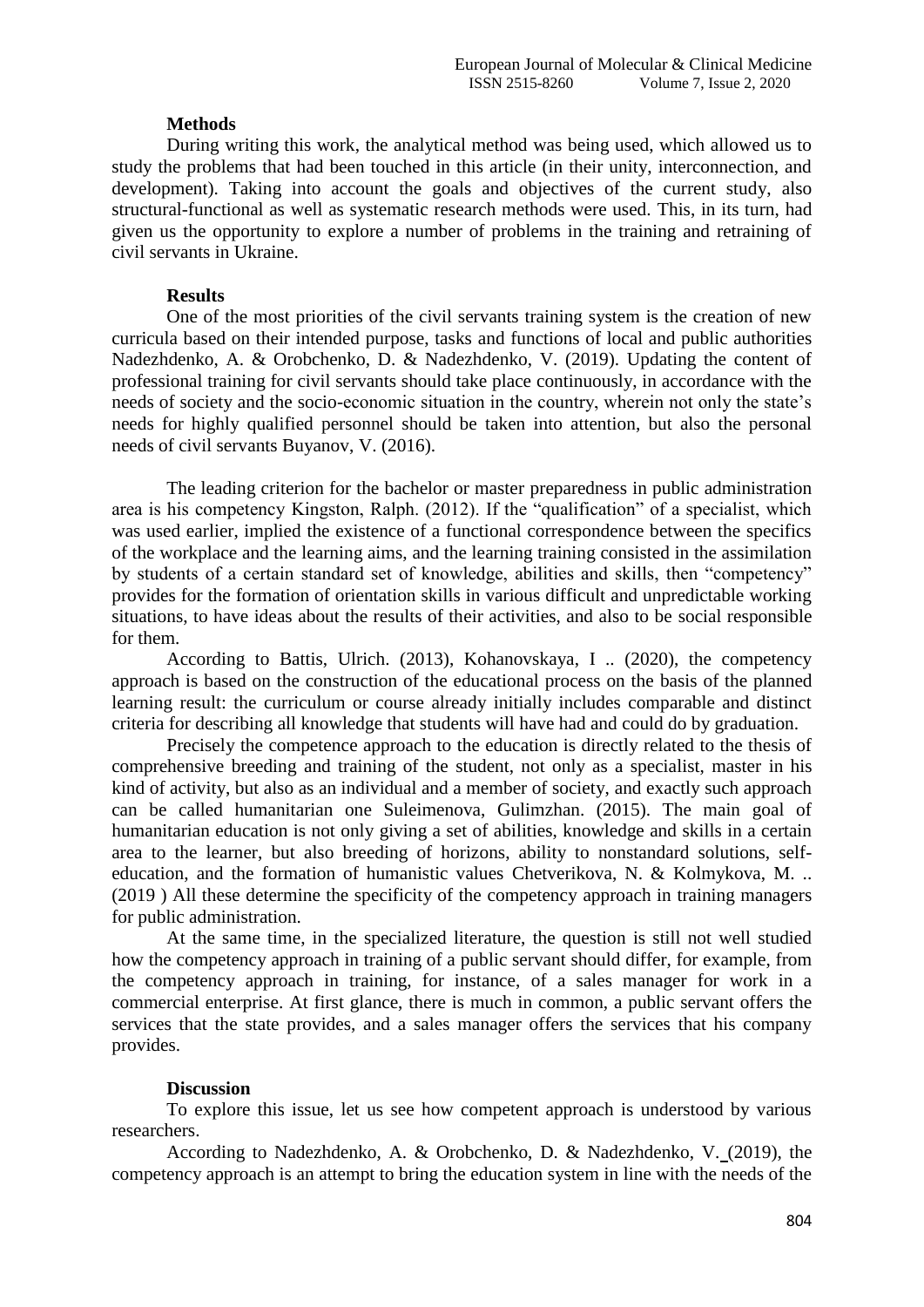**Methods**

During writing this work, the analytical method was being used, which allowed us to study the problems that had been touched in this article (in their unity, interconnection, and development). Taking into account the goals and objectives of the current study, also structural-functional as well as systematic research methods were used. This, in its turn, had given us the opportunity to explore a number of problems in the training and retraining of civil servants in Ukraine.

**Results**

One of the most priorities of the civil servants training system is the creation of new curricula based on their intended purpose, tasks and functions of local and public authorities Nadezhdenko, A. & Orobchenko, D. & Nadezhdenko, V. (2019). Updating the content of professional training for civil servants should take place continuously, in accordance with the needs of society and the socio-economic situation in the country, wherein not only the state's needs for highly qualified personnel should be taken into attention, but also the personal needs of civil servants Buyanov, V. (2016).

The leading criterion for the bachelor or master preparedness in public administration area is his competency Kingston, Ralph. (2012). If the "qualification" of a specialist, which was used earlier, implied the existence of a functional correspondence between the specifics of the workplace and the learning aims, and the learning training consisted in the assimilation by students of a certain standard set of knowledge, abilities and skills, then "competency" provides for the formation of orientation skills in various difficult and unpredictable working situations, to have ideas about the results of their activities, and also to be social responsible for them.

According to Battis, Ulrich. (2013), Kohanovskaya, I .. (2020), the competency approach is based on the construction of the educational process on the basis of the planned learning result: the curriculum or course already initially includes comparable and distinct criteria for describing all knowledge that students will have had and could do by graduation.

Precisely the competence approach to the education is directly related to the thesis of comprehensive breeding and training of the student, not only as a specialist, master in his kind of activity, but also as an individual and a member of society, and exactly such approach can be called humanitarian one Suleimenova, Gulimzhan. (2015). The main goal of humanitarian education is not only giving a set of abilities, knowledge and skills in a certain area to the learner, but also breeding of horizons, ability to nonstandard solutions, self-education, and the formation of humanistic values Chetverikova, N. & Kolmykova, M. .. (2019 ) All these determine the specificity of the competency approach in training managers for public administration.

At the same time, in the specialized literature, the question is still not well studied how the competency approach in training of a public servant should differ, for example, from the competency approach in training, for instance, of a sales manager for work in a commercial enterprise. At first glance, there is much in common, a public servant offers the services that the state provides, and a sales manager offers the services that his company provides.

**Discussion**

To explore this issue, let us see how competent approach is understood by various researchers.

According to Nadezhdenko, A. & Orobchenko, D. & Nadezhdenko, V. (2019), the competency approach is an attempt to bring the education system in line with the needs of the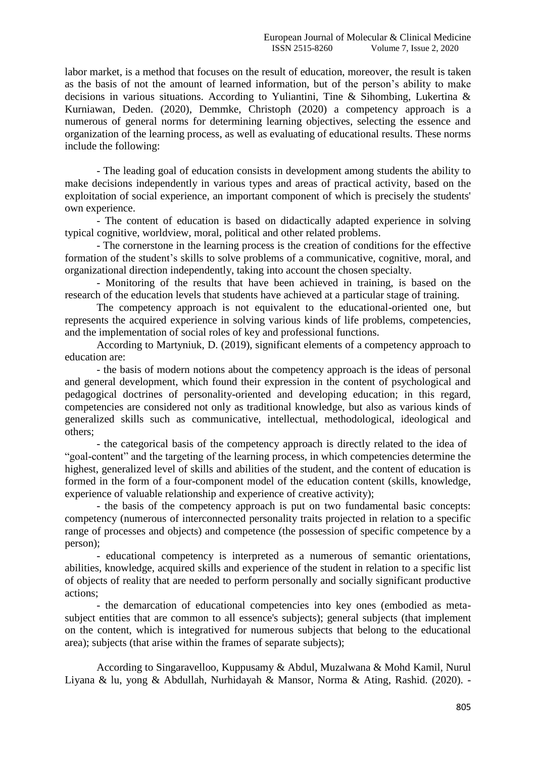labor market, is a method that focuses on the result of education, moreover, the result is taken as the basis of not the amount of learned information, but of the person's ability to make decisions in various situations. According to Yuliantini, Tine & Sihombing, Lukertina & Kurniawan, Deden. (2020), Demmke, Christoph (2020) a competency approach is a numerous of general norms for determining learning objectives, selecting the essence and organization of the learning process, as well as evaluating of educational results. These norms include the following:

- The leading goal of education consists in development among students the ability to make decisions independently in various types and areas of practical activity, based on the exploitation of social experience, an important component of which is precisely the students' own experience.
- The content of education is based on didactically adapted experience in solving typical cognitive, worldview, moral, political and other related problems.
- The cornerstone in the learning process is the creation of conditions for the effective formation of the student's skills to solve problems of a communicative, cognitive, moral, and organizational direction independently, taking into account the chosen specialty.
- Monitoring of the results that have been achieved in training, is based on the research of the education levels that students have achieved at a particular stage of training.

The competency approach is not equivalent to the educational-oriented one, but represents the acquired experience in solving various kinds of life problems, competencies, and the implementation of social roles of key and professional functions.

According to Martyniuk, D. (2019), significant elements of a competency approach to education are:

- the basis of modern notions about the competency approach is the ideas of personal and general development, which found their expression in the content of psychological and pedagogical doctrines of personality-oriented and developing education; in this regard, competencies are considered not only as traditional knowledge, but also as various kinds of generalized skills such as communicative, intellectual, methodological, ideological and others;
- the categorical basis of the competency approach is directly related to the idea of "goal-content" and the targeting of the learning process, in which competencies determine the highest, generalized level of skills and abilities of the student, and the content of education is formed in the form of a four-component model of the education content (skills, knowledge, experience of valuable relationship and experience of creative activity);
- the basis of the competency approach is put on two fundamental basic concepts: competency (numerous of interconnected personality traits projected in relation to a specific range of processes and objects) and competence (the possession of specific competence by a person);
- educational competency is interpreted as a numerous of semantic orientations, abilities, knowledge, acquired skills and experience of the student in relation to a specific list of objects of reality that are needed to perform personally and socially significant productive actions;
- the demarcation of educational competencies into key ones (embodied as meta-subject entities that are common to all essence's subjects); general subjects (that implement on the content, which is integratived for numerous subjects that belong to the educational area); subjects (that arise within the frames of separate subjects);

According to Singaravelloo, Kuppusamy & Abdul, Muzalwana & Mohd Kamil, Nurul Liyana & lu, yong & Abdullah, Nurhidayah & Mansor, Norma & Ating, Rashid. (2020). -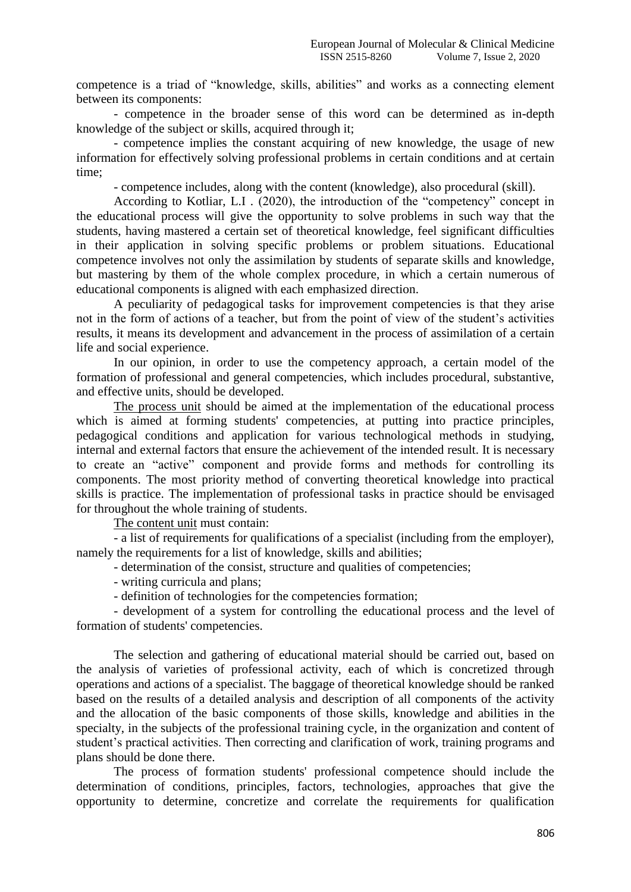competence is a triad of "knowledge, skills, abilities" and works as a connecting element between its components:

- competence in the broader sense of this word can be determined as in-depth knowledge of the subject or skills, acquired through it;
- competence implies the constant acquiring of new knowledge, the usage of new information for effectively solving professional problems in certain conditions and at certain time;
- competence includes, along with the content (knowledge), also procedural (skill).

According to Kotliar, L.I . (2020), the introduction of the "competency" concept in the educational process will give the opportunity to solve problems in such way that the students, having mastered a certain set of theoretical knowledge, feel significant difficulties in their application in solving specific problems or problem situations. Educational competence involves not only the assimilation by students of separate skills and knowledge, but mastering by them of the whole complex procedure, in which a certain numerous of educational components is aligned with each emphasized direction.

A peculiarity of pedagogical tasks for improvement competencies is that they arise not in the form of actions of a teacher, but from the point of view of the student's activities results, it means its development and advancement in the process of assimilation of a certain life and social experience.

In our opinion, in order to use the competency approach, a certain model of the formation of professional and general competencies, which includes procedural, substantive, and effective units, should be developed.

The process unit should be aimed at the implementation of the educational process which is aimed at forming students' competencies, at putting into practice principles, pedagogical conditions and application for various technological methods in studying, internal and external factors that ensure the achievement of the intended result. It is necessary to create an "active" component and provide forms and methods for controlling its components. The most priority method of converting theoretical knowledge into practical skills is practice. The implementation of professional tasks in practice should be envisaged for throughout the whole training of students.

The content unit must contain:

- a list of requirements for qualifications of a specialist (including from the employer), namely the requirements for a list of knowledge, skills and abilities;
- determination of the consist, structure and qualities of competencies;
- writing curricula and plans;
- definition of technologies for the competencies formation;
- development of a system for controlling the educational process and the level of formation of students' competencies.

The selection and gathering of educational material should be carried out, based on the analysis of varieties of professional activity, each of which is concretized through operations and actions of a specialist. The baggage of theoretical knowledge should be ranked based on the results of a detailed analysis and description of all components of the activity and the allocation of the basic components of those skills, knowledge and abilities in the specialty, in the subjects of the professional training cycle, in the organization and content of student's practical activities. Then correcting and clarification of work, training programs and plans should be done there.

The process of formation students' professional competence should include the determination of conditions, principles, factors, technologies, approaches that give the opportunity to determine, concretize and correlate the requirements for qualification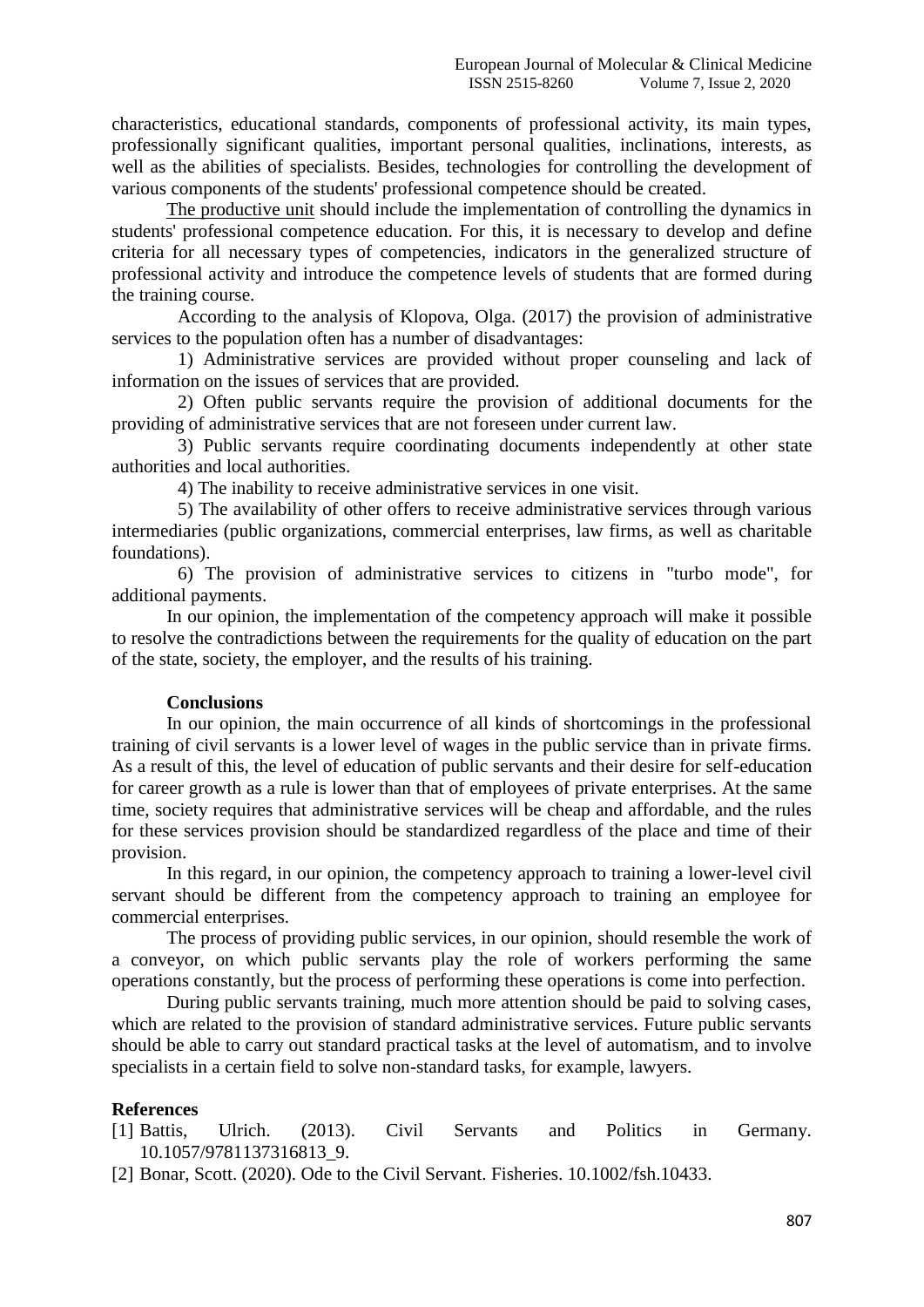characteristics, educational standards, components of professional activity, its main types, professionally significant qualities, important personal qualities, inclinations, interests, as well as the abilities of specialists. Besides, technologies for controlling the development of various components of the students' professional competence should be created.

The productive unit should include the implementation of controlling the dynamics in students' professional competence education. For this, it is necessary to develop and define criteria for all necessary types of competencies, indicators in the generalized structure of professional activity and introduce the competence levels of students that are formed during the training course.

According to the analysis of Klopova, Olga. (2017) the provision of administrative services to the population often has a number of disadvantages:

1) Administrative services are provided without proper counseling and lack of information on the issues of services that are provided.

2) Often public servants require the provision of additional documents for the providing of administrative services that are not foreseen under current law.

3) Public servants require coordinating documents independently at other state authorities and local authorities.

4) The inability to receive administrative services in one visit.

5) The availability of other offers to receive administrative services through various intermediaries (public organizations, commercial enterprises, law firms, as well as charitable foundations).

6) The provision of administrative services to citizens in "turbo mode", for additional payments.

In our opinion, the implementation of the competency approach will make it possible to resolve the contradictions between the requirements for the quality of education on the part of the state, society, the employer, and the results of his training.

## Conclusions

In our opinion, the main occurrence of all kinds of shortcomings in the professional training of civil servants is a lower level of wages in the public service than in private firms. As a result of this, the level of education of public servants and their desire for self-education for career growth as a rule is lower than that of employees of private enterprises. At the same time, society requires that administrative services will be cheap and affordable, and the rules for these services provision should be standardized regardless of the place and time of their provision.

In this regard, in our opinion, the competency approach to training a lower-level civil servant should be different from the competency approach to training an employee for commercial enterprises.

The process of providing public services, in our opinion, should resemble the work of a conveyor, on which public servants play the role of workers performing the same operations constantly, but the process of performing these operations is come into perfection.

During public servants training, much more attention should be paid to solving cases, which are related to the provision of standard administrative services. Future public servants should be able to carry out standard practical tasks at the level of automatism, and to involve specialists in a certain field to solve non-standard tasks, for example, lawyers.

## References

[1] Battis, Ulrich. (2013). Civil Servants and Politics in Germany. 10.1057/9781137316813_9.

[2] Bonar, Scott. (2020). Ode to the Civil Servant. Fisheries. 10.1002/fsh.10433.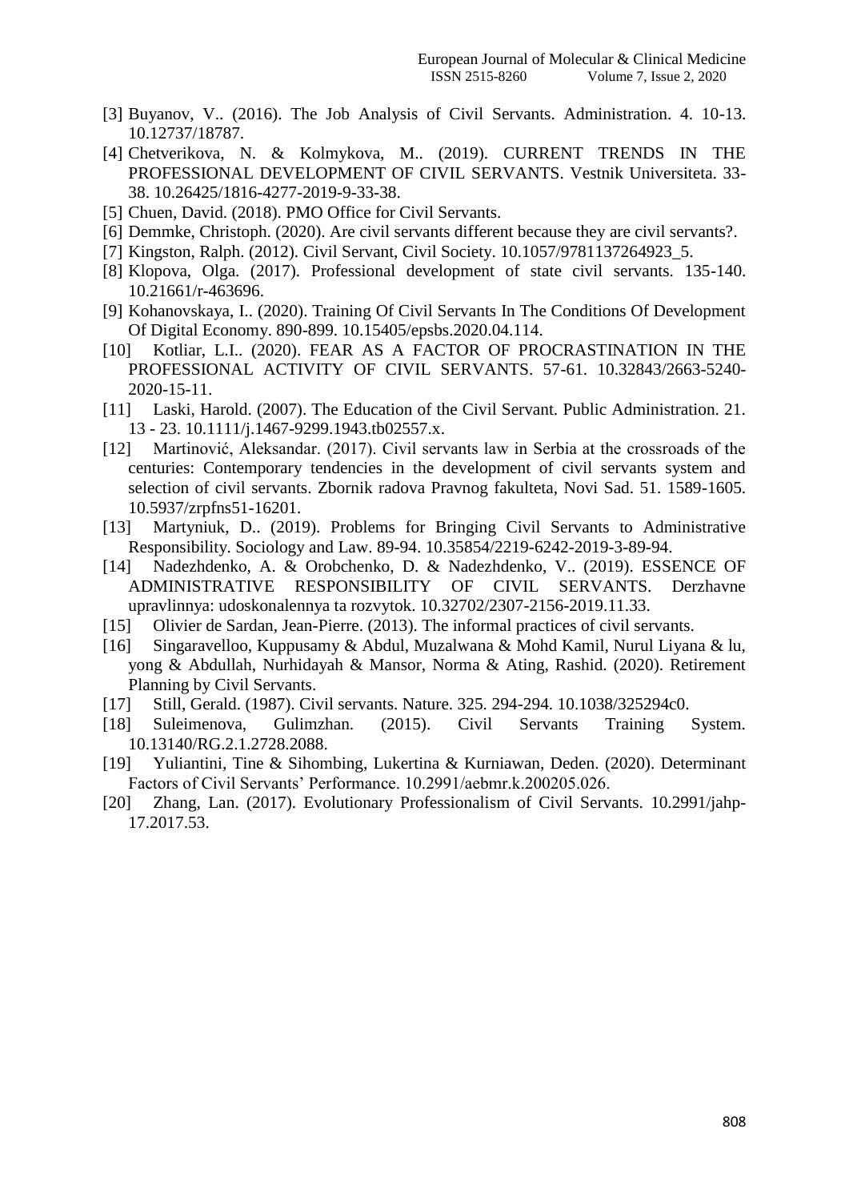[3] Buyanov, V.. (2016). The Job Analysis of Civil Servants. Administration. 4. 10-13. 10.12737/18787.

[4] Chetverikova, N. & Kolmykova, M.. (2019). CURRENT TRENDS IN THE PROFESSIONAL DEVELOPMENT OF CIVIL SERVANTS. Vestnik Universiteta. 33-38. 10.26425/1816-4277-2019-9-33-38.

[5] Chuen, David. (2018). PMO Office for Civil Servants.

[6] Demmke, Christoph. (2020). Are civil servants different because they are civil servants?.

[7] Kingston, Ralph. (2012). Civil Servant, Civil Society. 10.1057/9781137264923_5.

[8] Klopova, Olga. (2017). Professional development of state civil servants. 135-140. 10.21661/r-463696.

[9] Kohanovskaya, I.. (2020). Training Of Civil Servants In The Conditions Of Development Of Digital Economy. 890-899. 10.15405/epsbs.2020.04.114.

[10] Kotliar, L.I.. (2020). FEAR AS A FACTOR OF PROCRASTINATION IN THE PROFESSIONAL ACTIVITY OF CIVIL SERVANTS. 57-61. 10.32843/2663-5240-2020-15-11.

[11] Laski, Harold. (2007). The Education of the Civil Servant. Public Administration. 21. 13 - 23. 10.1111/j.1467-9299.1943.tb02557.x.

[12] Martinović, Aleksandar. (2017). Civil servants law in Serbia at the crossroads of the centuries: Contemporary tendencies in the development of civil servants system and selection of civil servants. Zbornik radova Pravnog fakulteta, Novi Sad. 51. 1589-1605. 10.5937/zrpfns51-16201.

[13] Martyniuk, D.. (2019). Problems for Bringing Civil Servants to Administrative Responsibility. Sociology and Law. 89-94. 10.35854/2219-6242-2019-3-89-94.

[14] Nadezhdenko, A. & Orobchenko, D. & Nadezhdenko, V.. (2019). ESSENCE OF ADMINISTRATIVE RESPONSIBILITY OF CIVIL SERVANTS. Derzhavne upravlinnya: udoskonalennya ta rozvytok. 10.32702/2307-2156-2019.11.33.

[15] Olivier de Sardan, Jean-Pierre. (2013). The informal practices of civil servants.

[16] Singaravelloo, Kuppusamy & Abdul, Muzalwana & Mohd Kamil, Nurul Liyana & lu, yong & Abdullah, Nurhidayah & Mansor, Norma & Ating, Rashid. (2020). Retirement Planning by Civil Servants.

[17] Still, Gerald. (1987). Civil servants. Nature. 325. 294-294. 10.1038/325294c0.

[18] Suleimenova, Gulimzhan. (2015). Civil Servants Training System. 10.13140/RG.2.1.2728.2088.

[19] Yuliantini, Tine & Sihombing, Lukertina & Kurniawan, Deden. (2020). Determinant Factors of Civil Servants' Performance. 10.2991/aebmr.k.200205.026.

[20] Zhang, Lan. (2017). Evolutionary Professionalism of Civil Servants. 10.2991/jahp-17.2017.53.